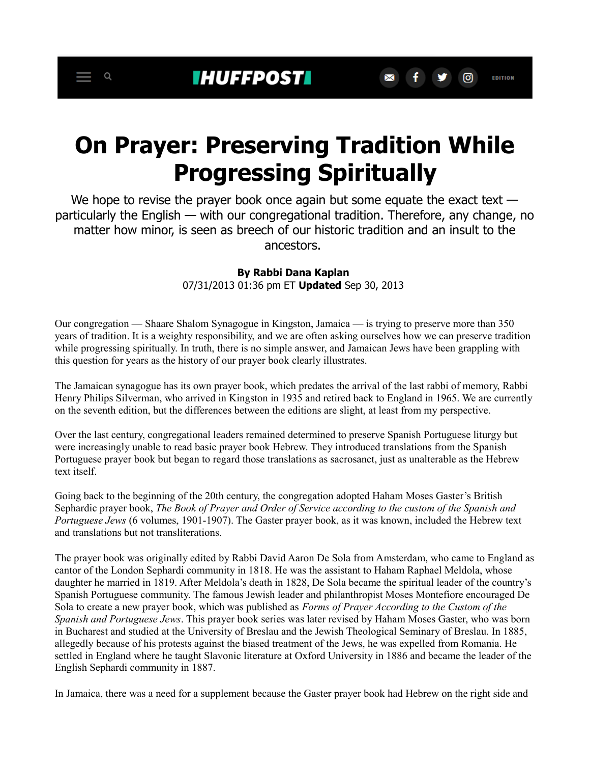# On Prayer: Preserving Tradition While Progressing Spiritually

We hope to revise the prayer book once again but some equate the exact text — particularly the English — with our congregational tradition. Therefore, any change, no matter how minor, is seen as breech of our historic tradition and an insult to the ancestors.

**By Rabbi Dana Kaplan**
07/31/2013 01:36 pm ET **Updated** Sep 30, 2013

Our congregation — Shaare Shalom Synagogue in Kingston, Jamaica — is trying to preserve more than 350 years of tradition. It is a weighty responsibility, and we are often asking ourselves how we can preserve tradition while progressing spiritually. In truth, there is no simple answer, and Jamaican Jews have been grappling with this question for years as the history of our prayer book clearly illustrates.

The Jamaican synagogue has its own prayer book, which predates the arrival of the last rabbi of memory, Rabbi Henry Philips Silverman, who arrived in Kingston in 1935 and retired back to England in 1965. We are currently on the seventh edition, but the differences between the editions are slight, at least from my perspective.

Over the last century, congregational leaders remained determined to preserve Spanish Portuguese liturgy but were increasingly unable to read basic prayer book Hebrew. They introduced translations from the Spanish Portuguese prayer book but began to regard those translations as sacrosanct, just as unalterable as the Hebrew text itself.

Going back to the beginning of the 20th century, the congregation adopted Haham Moses Gaster's British Sephardic prayer book, *The Book of Prayer and Order of Service according to the custom of the Spanish and Portuguese Jews* (6 volumes, 1901-1907). The Gaster prayer book, as it was known, included the Hebrew text and translations but not transliterations.

The prayer book was originally edited by Rabbi David Aaron De Sola from Amsterdam, who came to England as cantor of the London Sephardi community in 1818. He was the assistant to Haham Raphael Meldola, whose daughter he married in 1819. After Meldola's death in 1828, De Sola became the spiritual leader of the country's Spanish Portuguese community. The famous Jewish leader and philanthropist Moses Montefiore encouraged De Sola to create a new prayer book, which was published as *Forms of Prayer According to the Custom of the Spanish and Portuguese Jews*. This prayer book series was later revised by Haham Moses Gaster, who was born in Bucharest and studied at the University of Breslau and the Jewish Theological Seminary of Breslau. In 1885, allegedly because of his protests against the biased treatment of the Jews, he was expelled from Romania. He settled in England where he taught Slavonic literature at Oxford University in 1886 and became the leader of the English Sephardi community in 1887.

In Jamaica, there was a need for a supplement because the Gaster prayer book had Hebrew on the right side and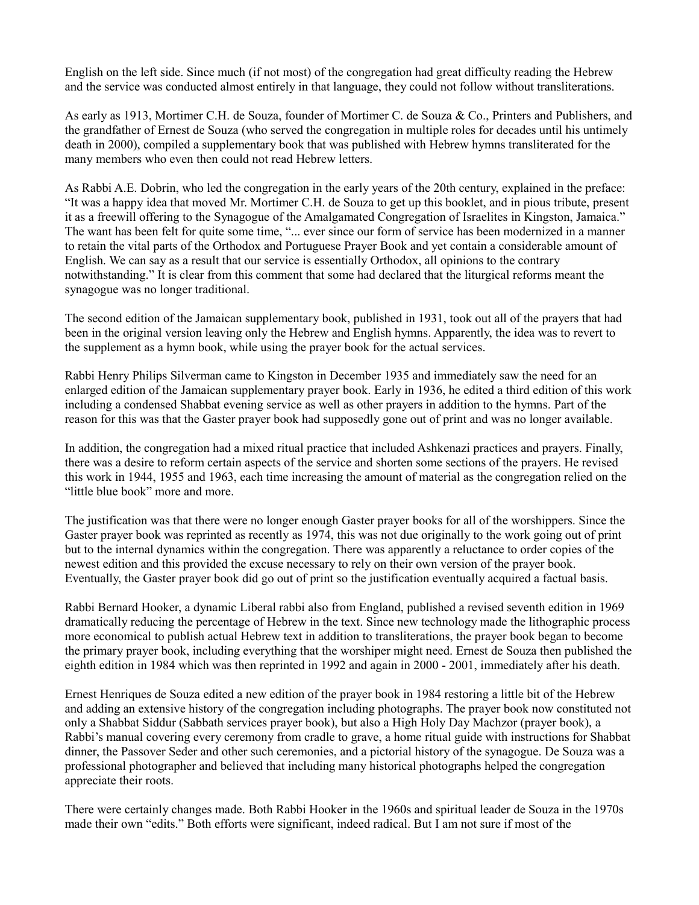English on the left side. Since much (if not most) of the congregation had great difficulty reading the Hebrew and the service was conducted almost entirely in that language, they could not follow without transliterations.

As early as 1913, Mortimer C.H. de Souza, founder of Mortimer C. de Souza & Co., Printers and Publishers, and the grandfather of Ernest de Souza (who served the congregation in multiple roles for decades until his untimely death in 2000), compiled a supplementary book that was published with Hebrew hymns transliterated for the many members who even then could not read Hebrew letters.

As Rabbi A.E. Dobrin, who led the congregation in the early years of the 20th century, explained in the preface: "It was a happy idea that moved Mr. Mortimer C.H. de Souza to get up this booklet, and in pious tribute, present it as a freewill offering to the Synagogue of the Amalgamated Congregation of Israelites in Kingston, Jamaica." The want has been felt for quite some time, "... ever since our form of service has been modernized in a manner to retain the vital parts of the Orthodox and Portuguese Prayer Book and yet contain a considerable amount of English. We can say as a result that our service is essentially Orthodox, all opinions to the contrary notwithstanding." It is clear from this comment that some had declared that the liturgical reforms meant the synagogue was no longer traditional.

The second edition of the Jamaican supplementary book, published in 1931, took out all of the prayers that had been in the original version leaving only the Hebrew and English hymns. Apparently, the idea was to revert to the supplement as a hymn book, while using the prayer book for the actual services.

Rabbi Henry Philips Silverman came to Kingston in December 1935 and immediately saw the need for an enlarged edition of the Jamaican supplementary prayer book. Early in 1936, he edited a third edition of this work including a condensed Shabbat evening service as well as other prayers in addition to the hymns. Part of the reason for this was that the Gaster prayer book had supposedly gone out of print and was no longer available.

In addition, the congregation had a mixed ritual practice that included Ashkenazi practices and prayers. Finally, there was a desire to reform certain aspects of the service and shorten some sections of the prayers. He revised this work in 1944, 1955 and 1963, each time increasing the amount of material as the congregation relied on the "little blue book" more and more.

The justification was that there were no longer enough Gaster prayer books for all of the worshippers. Since the Gaster prayer book was reprinted as recently as 1974, this was not due originally to the work going out of print but to the internal dynamics within the congregation. There was apparently a reluctance to order copies of the newest edition and this provided the excuse necessary to rely on their own version of the prayer book. Eventually, the Gaster prayer book did go out of print so the justification eventually acquired a factual basis.

Rabbi Bernard Hooker, a dynamic Liberal rabbi also from England, published a revised seventh edition in 1969 dramatically reducing the percentage of Hebrew in the text. Since new technology made the lithographic process more economical to publish actual Hebrew text in addition to transliterations, the prayer book began to become the primary prayer book, including everything that the worshiper might need. Ernest de Souza then published the eighth edition in 1984 which was then reprinted in 1992 and again in 2000 - 2001, immediately after his death.

Ernest Henriques de Souza edited a new edition of the prayer book in 1984 restoring a little bit of the Hebrew and adding an extensive history of the congregation including photographs. The prayer book now constituted not only a Shabbat Siddur (Sabbath services prayer book), but also a High Holy Day Machzor (prayer book), a Rabbi's manual covering every ceremony from cradle to grave, a home ritual guide with instructions for Shabbat dinner, the Passover Seder and other such ceremonies, and a pictorial history of the synagogue. De Souza was a professional photographer and believed that including many historical photographs helped the congregation appreciate their roots.

There were certainly changes made. Both Rabbi Hooker in the 1960s and spiritual leader de Souza in the 1970s made their own "edits." Both efforts were significant, indeed radical. But I am not sure if most of the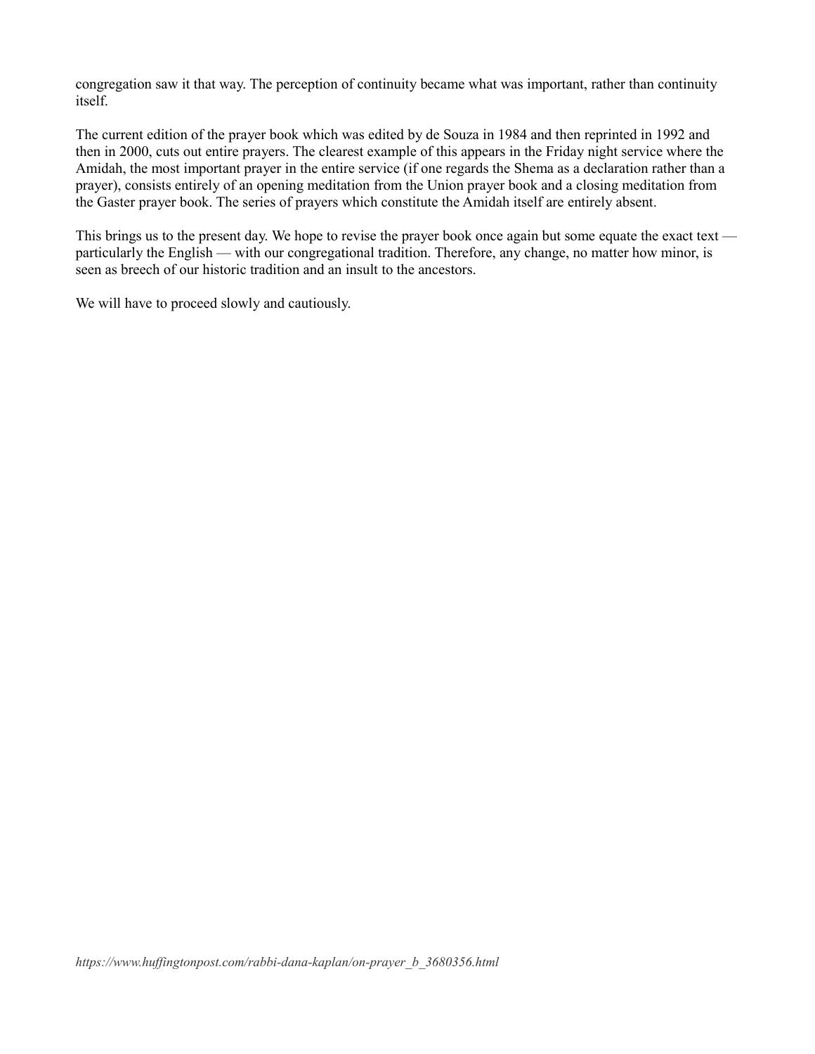congregation saw it that way. The perception of continuity became what was important, rather than continuity itself.

The current edition of the prayer book which was edited by de Souza in 1984 and then reprinted in 1992 and then in 2000, cuts out entire prayers. The clearest example of this appears in the Friday night service where the Amidah, the most important prayer in the entire service (if one regards the Shema as a declaration rather than a prayer), consists entirely of an opening meditation from the Union prayer book and a closing meditation from the Gaster prayer book. The series of prayers which constitute the Amidah itself are entirely absent.

This brings us to the present day. We hope to revise the prayer book once again but some equate the exact text — particularly the English — with our congregational tradition. Therefore, any change, no matter how minor, is seen as breech of our historic tradition and an insult to the ancestors.

We will have to proceed slowly and cautiously.

*https://www.huffingtonpost.com/rabbi-dana-kaplan/on-prayer_b_3680356.html*